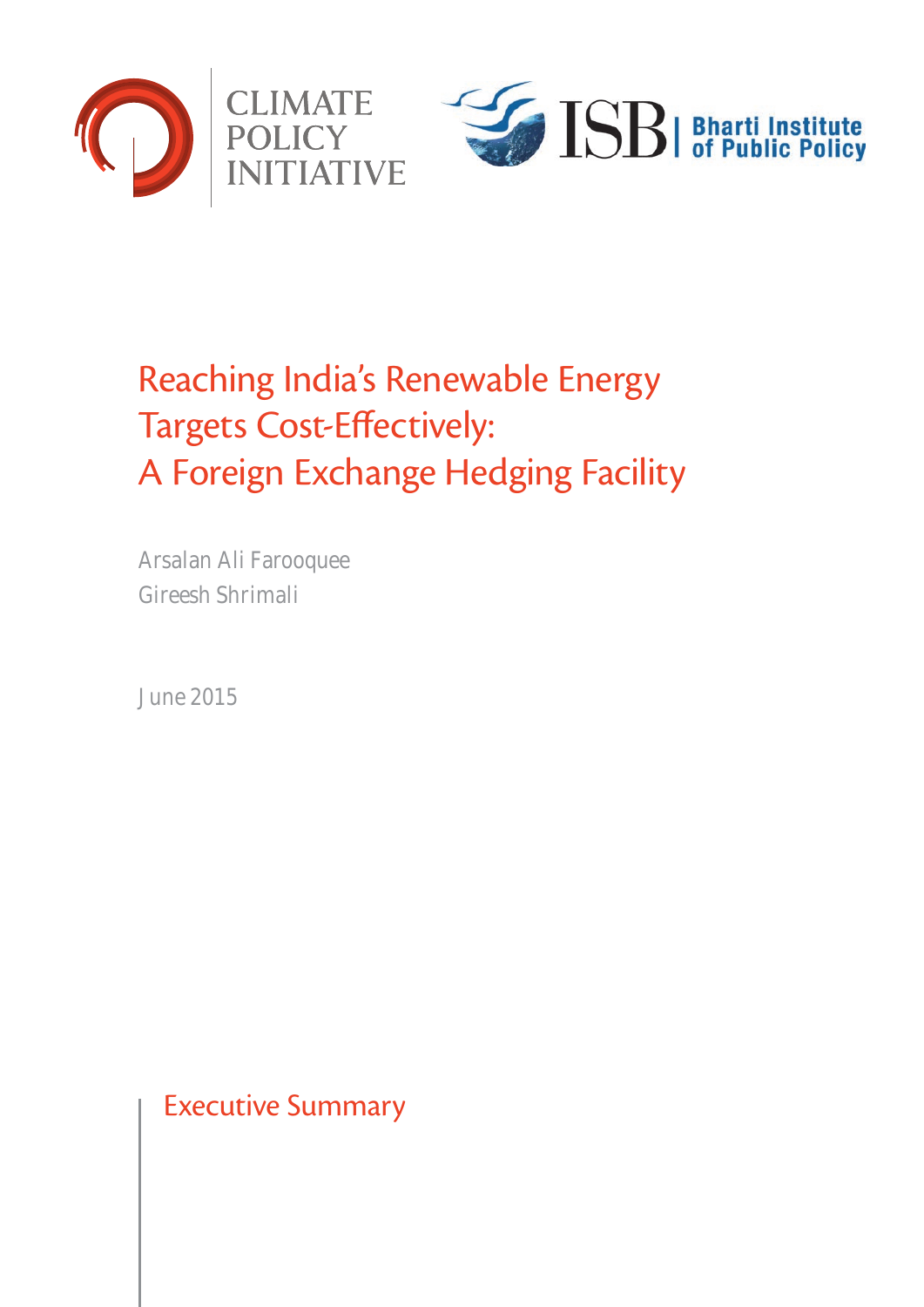CLIMATE POLICY INITIATIVE

ISB | Bharti Institute of Public Policy

# Reaching India's Renewable Energy Targets Cost-Effectively: A Foreign Exchange Hedging Facility

Arsalan Ali Farooquee
Gireesh Shrimali

June 2015

## Executive Summary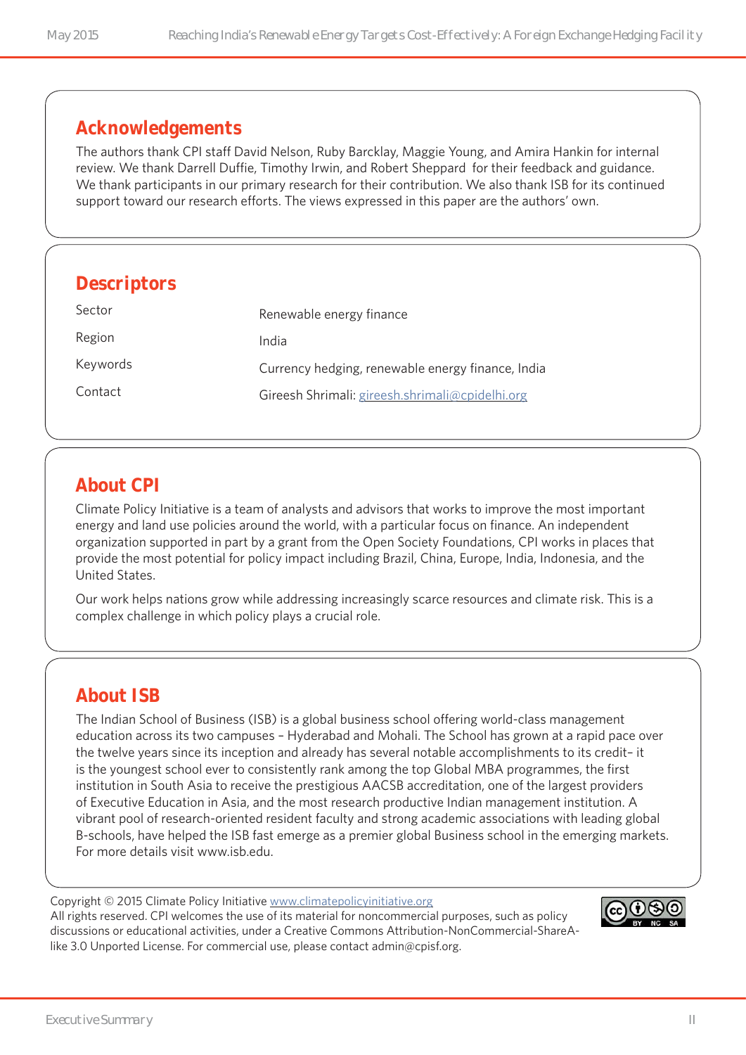## Acknowledgements

The authors thank CPI staff David Nelson, Ruby Barcklay, Maggie Young, and Amira Hankin for internal review. We thank Darrell Duffie, Timothy Irwin, and Robert Sheppard for their feedback and guidance. We thank participants in our primary research for their contribution. We also thank ISB for its continued support toward our research efforts. The views expressed in this paper are the authors' own.

## Descriptors

| | |
|---|---|
| Sector | Renewable energy finance |
| Region | India |
| Keywords | Currency hedging, renewable energy finance, India |
| Contact | Gireesh Shrimali: gireesh.shrimali@cpidelhi.org |

## About CPI

Climate Policy Initiative is a team of analysts and advisors that works to improve the most important energy and land use policies around the world, with a particular focus on finance. An independent organization supported in part by a grant from the Open Society Foundations, CPI works in places that provide the most potential for policy impact including Brazil, China, Europe, India, Indonesia, and the United States.

Our work helps nations grow while addressing increasingly scarce resources and climate risk. This is a complex challenge in which policy plays a crucial role.

## About ISB

The Indian School of Business (ISB) is a global business school offering world-class management education across its two campuses – Hyderabad and Mohali. The School has grown at a rapid pace over the twelve years since its inception and already has several notable accomplishments to its credit– it is the youngest school ever to consistently rank among the top Global MBA programmes, the first institution in South Asia to receive the prestigious AACSB accreditation, one of the largest providers of Executive Education in Asia, and the most research productive Indian management institution. A vibrant pool of research-oriented resident faculty and strong academic associations with leading global B-schools, have helped the ISB fast emerge as a premier global Business school in the emerging markets. For more details visit www.isb.edu.

Copyright © 2015 Climate Policy Initiative www.climatepolicyinitiative.org
All rights reserved. CPI welcomes the use of its material for noncommercial purposes, such as policy discussions or educational activities, under a Creative Commons Attribution-NonCommercial-ShareAlike 3.0 Unported License. For commercial use, please contact admin@cpisf.org.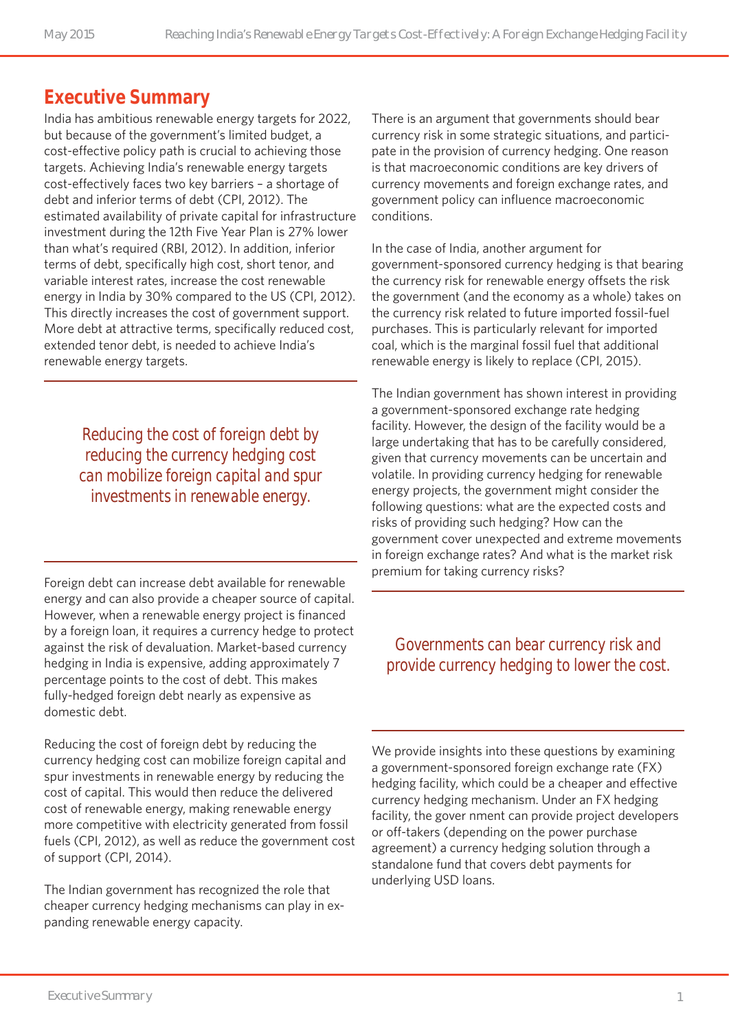## Executive Summary

India has ambitious renewable energy targets for 2022, but because of the government's limited budget, a cost-effective policy path is crucial to achieving those targets. Achieving India's renewable energy targets cost-effectively faces two key barriers – a shortage of debt and inferior terms of debt (CPI, 2012). The estimated availability of private capital for infrastructure investment during the 12th Five Year Plan is 27% lower than what's required (RBI, 2012). In addition, inferior terms of debt, specifically high cost, short tenor, and variable interest rates, increase the cost renewable energy in India by 30% compared to the US (CPI, 2012). This directly increases the cost of government support. More debt at attractive terms, specifically reduced cost, extended tenor debt, is needed to achieve India's renewable energy targets.

> Reducing the cost of foreign debt by reducing the currency hedging cost can mobilize foreign capital and spur investments in renewable energy.

Foreign debt can increase debt available for renewable energy and can also provide a cheaper source of capital. However, when a renewable energy project is financed by a foreign loan, it requires a currency hedge to protect against the risk of devaluation. Market-based currency hedging in India is expensive, adding approximately 7 percentage points to the cost of debt. This makes fully-hedged foreign debt nearly as expensive as domestic debt.

Reducing the cost of foreign debt by reducing the currency hedging cost can mobilize foreign capital and spur investments in renewable energy by reducing the cost of capital. This would then reduce the delivered cost of renewable energy, making renewable energy more competitive with electricity generated from fossil fuels (CPI, 2012), as well as reduce the government cost of support (CPI, 2014).

The Indian government has recognized the role that cheaper currency hedging mechanisms can play in expanding renewable energy capacity.

There is an argument that governments should bear currency risk in some strategic situations, and participate in the provision of currency hedging. One reason is that macroeconomic conditions are key drivers of currency movements and foreign exchange rates, and government policy can influence macroeconomic conditions.

In the case of India, another argument for government-sponsored currency hedging is that bearing the currency risk for renewable energy offsets the risk the government (and the economy as a whole) takes on the currency risk related to future imported fossil-fuel purchases. This is particularly relevant for imported coal, which is the marginal fossil fuel that additional renewable energy is likely to replace (CPI, 2015).

The Indian government has shown interest in providing a government-sponsored exchange rate hedging facility. However, the design of the facility would be a large undertaking that has to be carefully considered, given that currency movements can be uncertain and volatile. In providing currency hedging for renewable energy projects, the government might consider the following questions: what are the expected costs and risks of providing such hedging? How can the government cover unexpected and extreme movements in foreign exchange rates? And what is the market risk premium for taking currency risks?

> Governments can bear currency risk and provide currency hedging to lower the cost.

We provide insights into these questions by examining a government-sponsored foreign exchange rate (FX) hedging facility, which could be a cheaper and effective currency hedging mechanism. Under an FX hedging facility, the gover nment can provide project developers or off-takers (depending on the power purchase agreement) a currency hedging solution through a standalone fund that covers debt payments for underlying USD loans.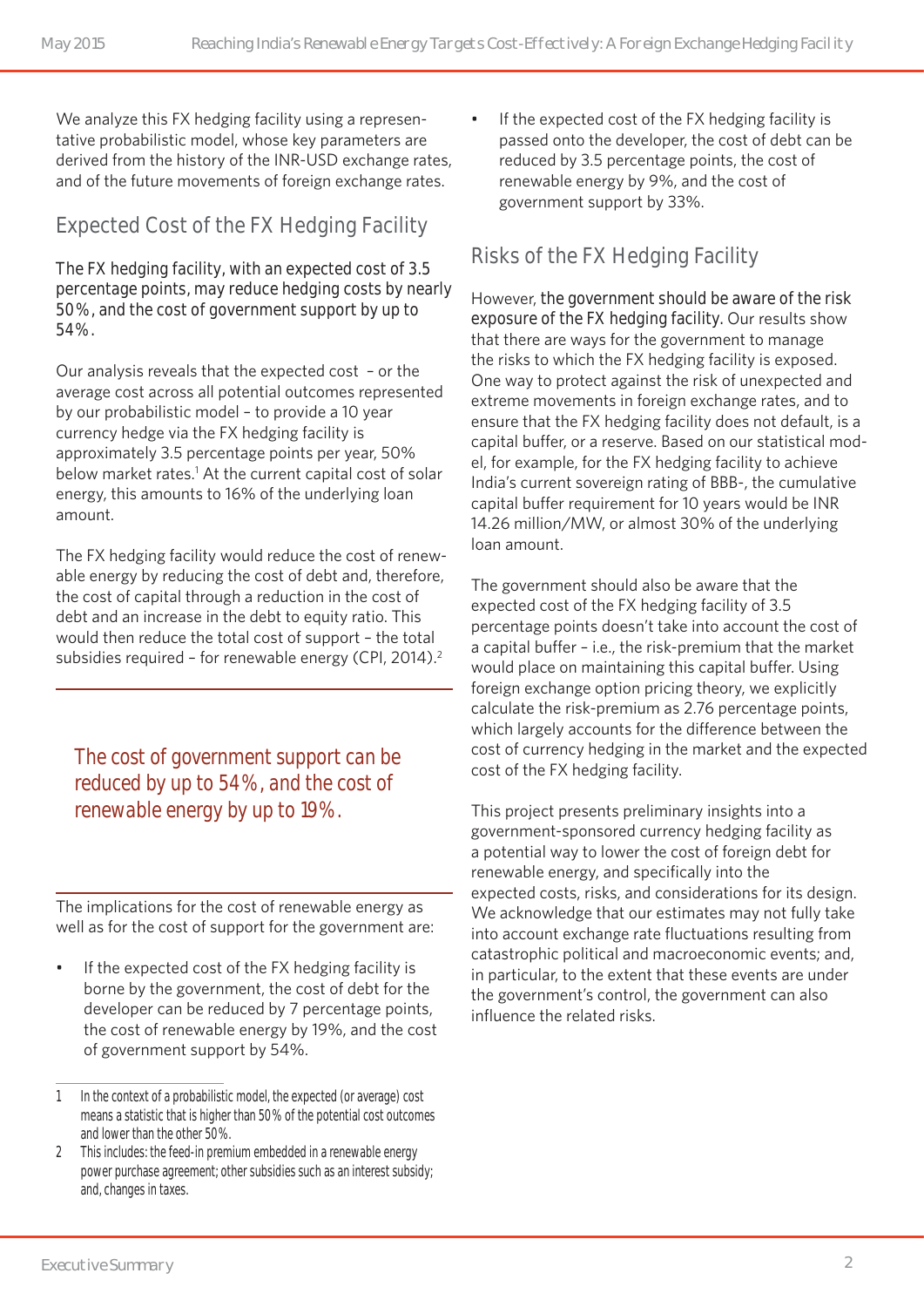We analyze this FX hedging facility using a representative probabilistic model, whose key parameters are derived from the history of the INR-USD exchange rates, and of the future movements of foreign exchange rates.

## Expected Cost of the FX Hedging Facility

**The FX hedging facility, with an expected cost of 3.5 percentage points, may reduce hedging costs by nearly 50%, and the cost of government support by up to 54%.**

Our analysis reveals that the expected cost – or the average cost across all potential outcomes represented by our probabilistic model – to provide a 10 year currency hedge via the FX hedging facility is approximately 3.5 percentage points per year, 50% below market rates.[1] At the current capital cost of solar energy, this amounts to 16% of the underlying loan amount.

The FX hedging facility would reduce the cost of renewable energy by reducing the cost of debt and, therefore, the cost of capital through a reduction in the cost of debt and an increase in the debt to equity ratio. This would then reduce the total cost of support – the total subsidies required – for renewable energy (CPI, 2014).[2]

> The cost of government support can be reduced by up to 54%, and the cost of renewable energy by up to 19%.

The implications for the cost of renewable energy as well as for the cost of support for the government are:

- If the expected cost of the FX hedging facility is borne by the government, the cost of debt for the developer can be reduced by 7 percentage points, the cost of renewable energy by 19%, and the cost of government support by 54%.
- If the expected cost of the FX hedging facility is passed onto the developer, the cost of debt can be reduced by 3.5 percentage points, the cost of renewable energy by 9%, and the cost of government support by 33%.

## Risks of the FX Hedging Facility

However, **the government should be aware of the risk exposure of the FX hedging facility.** Our results show that there are ways for the government to manage the risks to which the FX hedging facility is exposed. One way to protect against the risk of unexpected and extreme movements in foreign exchange rates, and to ensure that the FX hedging facility does not default, is a capital buffer, or a reserve. Based on our statistical model, for example, for the FX hedging facility to achieve India's current sovereign rating of BBB-, the cumulative capital buffer requirement for 10 years would be INR 14.26 million/MW, or almost 30% of the underlying loan amount.

The government should also be aware that the expected cost of the FX hedging facility of 3.5 percentage points doesn't take into account the cost of a capital buffer – i.e., the risk-premium that the market would place on maintaining this capital buffer. Using foreign exchange option pricing theory, we explicitly calculate the risk-premium as 2.76 percentage points, which largely accounts for the difference between the cost of currency hedging in the market and the expected cost of the FX hedging facility.

This project presents preliminary insights into a government-sponsored currency hedging facility as a potential way to lower the cost of foreign debt for renewable energy, and specifically into the expected costs, risks, and considerations for its design. We acknowledge that our estimates may not fully take into account exchange rate fluctuations resulting from catastrophic political and macroeconomic events; and, in particular, to the extent that these events are under the government's control, the government can also influence the related risks.

---

1 In the context of a probabilistic model, the expected (or average) cost means a statistic that is higher than 50% of the potential cost outcomes and lower than the other 50%.

2 This includes: the feed-in premium embedded in a renewable energy power purchase agreement; other subsidies such as an interest subsidy; and, changes in taxes.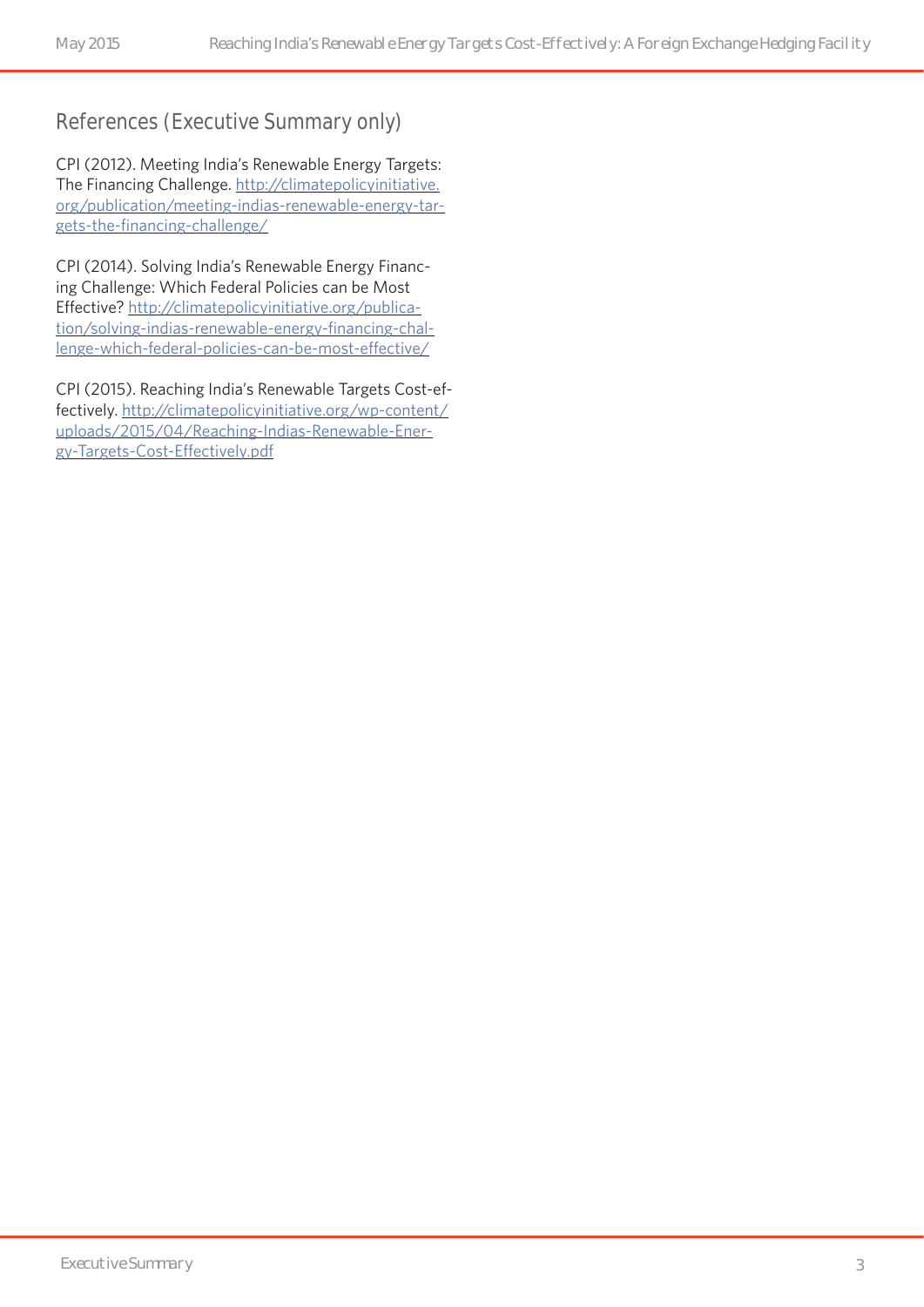## References (Executive Summary only)

CPI (2012). Meeting India's Renewable Energy Targets: The Financing Challenge. http://climatepolicyinitiative.org/publication/meeting-indias-renewable-energy-targets-the-financing-challenge/

CPI (2014). Solving India's Renewable Energy Financing Challenge: Which Federal Policies can be Most Effective? http://climatepolicyinitiative.org/publication/solving-indias-renewable-energy-financing-challenge-which-federal-policies-can-be-most-effective/

CPI (2015). Reaching India's Renewable Targets Cost-effectively. http://climatepolicyinitiative.org/wp-content/uploads/2015/04/Reaching-Indias-Renewable-Energy-Targets-Cost-Effectively.pdf